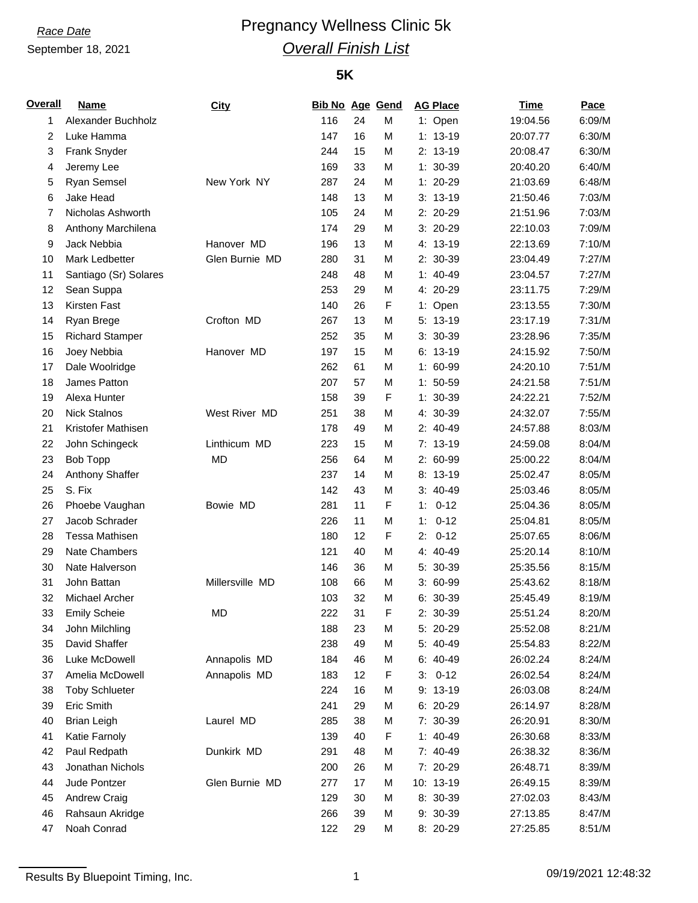*Race Date*

September 18, 2021

# Pregnancy Wellness Clinic 5k

## *Overall Finish List*

### 5K

| Overall | Name | City | Bib No | Age | Gend | AG Place | Time | Pace |
|---|---|---|---|---|---|---|---|---|
| 1 | Alexander Buchholz | | 116 | 24 | M | 1: Open | 19:04.56 | 6:09/M |
| 2 | Luke Hamma | | 147 | 16 | M | 1: 13-19 | 20:07.77 | 6:30/M |
| 3 | Frank Snyder | | 244 | 15 | M | 2: 13-19 | 20:08.47 | 6:30/M |
| 4 | Jeremy Lee | | 169 | 33 | M | 1: 30-39 | 20:40.20 | 6:40/M |
| 5 | Ryan Semsel | New York NY | 287 | 24 | M | 1: 20-29 | 21:03.69 | 6:48/M |
| 6 | Jake Head | | 148 | 13 | M | 3: 13-19 | 21:50.46 | 7:03/M |
| 7 | Nicholas Ashworth | | 105 | 24 | M | 2: 20-29 | 21:51.96 | 7:03/M |
| 8 | Anthony Marchilena | | 174 | 29 | M | 3: 20-29 | 22:10.03 | 7:09/M |
| 9 | Jack Nebbia | Hanover MD | 196 | 13 | M | 4: 13-19 | 22:13.69 | 7:10/M |
| 10 | Mark Ledbetter | Glen Burnie MD | 280 | 31 | M | 2: 30-39 | 23:04.49 | 7:27/M |
| 11 | Santiago (Sr) Solares | | 248 | 48 | M | 1: 40-49 | 23:04.57 | 7:27/M |
| 12 | Sean Suppa | | 253 | 29 | M | 4: 20-29 | 23:11.75 | 7:29/M |
| 13 | Kirsten Fast | | 140 | 26 | F | 1: Open | 23:13.55 | 7:30/M |
| 14 | Ryan Brege | Crofton MD | 267 | 13 | M | 5: 13-19 | 23:17.19 | 7:31/M |
| 15 | Richard Stamper | | 252 | 35 | M | 3: 30-39 | 23:28.96 | 7:35/M |
| 16 | Joey Nebbia | Hanover MD | 197 | 15 | M | 6: 13-19 | 24:15.92 | 7:50/M |
| 17 | Dale Woolridge | | 262 | 61 | M | 1: 60-99 | 24:20.10 | 7:51/M |
| 18 | James Patton | | 207 | 57 | M | 1: 50-59 | 24:21.58 | 7:51/M |
| 19 | Alexa Hunter | | 158 | 39 | F | 1: 30-39 | 24:22.21 | 7:52/M |
| 20 | Nick Stalnos | West River MD | 251 | 38 | M | 4: 30-39 | 24:32.07 | 7:55/M |
| 21 | Kristofer Mathisen | | 178 | 49 | M | 2: 40-49 | 24:57.88 | 8:03/M |
| 22 | John Schingeck | Linthicum MD | 223 | 15 | M | 7: 13-19 | 24:59.08 | 8:04/M |
| 23 | Bob Topp | MD | 256 | 64 | M | 2: 60-99 | 25:00.22 | 8:04/M |
| 24 | Anthony Shaffer | | 237 | 14 | M | 8: 13-19 | 25:02.47 | 8:05/M |
| 25 | S. Fix | | 142 | 43 | M | 3: 40-49 | 25:03.46 | 8:05/M |
| 26 | Phoebe Vaughan | Bowie MD | 281 | 11 | F | 1: 0-12 | 25:04.36 | 8:05/M |
| 27 | Jacob Schrader | | 226 | 11 | M | 1: 0-12 | 25:04.81 | 8:05/M |
| 28 | Tessa Mathisen | | 180 | 12 | F | 2: 0-12 | 25:07.65 | 8:06/M |
| 29 | Nate Chambers | | 121 | 40 | M | 4: 40-49 | 25:20.14 | 8:10/M |
| 30 | Nate Halverson | | 146 | 36 | M | 5: 30-39 | 25:35.56 | 8:15/M |
| 31 | John Battan | Millersville MD | 108 | 66 | M | 3: 60-99 | 25:43.62 | 8:18/M |
| 32 | Michael Archer | | 103 | 32 | M | 6: 30-39 | 25:45.49 | 8:19/M |
| 33 | Emily Scheie | MD | 222 | 31 | F | 2: 30-39 | 25:51.24 | 8:20/M |
| 34 | John Milchling | | 188 | 23 | M | 5: 20-29 | 25:52.08 | 8:21/M |
| 35 | David Shaffer | | 238 | 49 | M | 5: 40-49 | 25:54.83 | 8:22/M |
| 36 | Luke McDowell | Annapolis MD | 184 | 46 | M | 6: 40-49 | 26:02.24 | 8:24/M |
| 37 | Amelia McDowell | Annapolis MD | 183 | 12 | F | 3: 0-12 | 26:02.54 | 8:24/M |
| 38 | Toby Schlueter | | 224 | 16 | M | 9: 13-19 | 26:03.08 | 8:24/M |
| 39 | Eric Smith | | 241 | 29 | M | 6: 20-29 | 26:14.97 | 8:28/M |
| 40 | Brian Leigh | Laurel MD | 285 | 38 | M | 7: 30-39 | 26:20.91 | 8:30/M |
| 41 | Katie Farnoly | | 139 | 40 | F | 1: 40-49 | 26:30.68 | 8:33/M |
| 42 | Paul Redpath | Dunkirk MD | 291 | 48 | M | 7: 40-49 | 26:38.32 | 8:36/M |
| 43 | Jonathan Nichols | | 200 | 26 | M | 7: 20-29 | 26:48.71 | 8:39/M |
| 44 | Jude Pontzer | Glen Burnie MD | 277 | 17 | M | 10: 13-19 | 26:49.15 | 8:39/M |
| 45 | Andrew Craig | | 129 | 30 | M | 8: 30-39 | 27:02.03 | 8:43/M |
| 46 | Rahsaun Akridge | | 266 | 39 | M | 9: 30-39 | 27:13.85 | 8:47/M |
| 47 | Noah Conrad | | 122 | 29 | M | 8: 20-29 | 27:25.85 | 8:51/M |

Results By Bluepoint Timing, Inc.

09/19/2021 12:48:32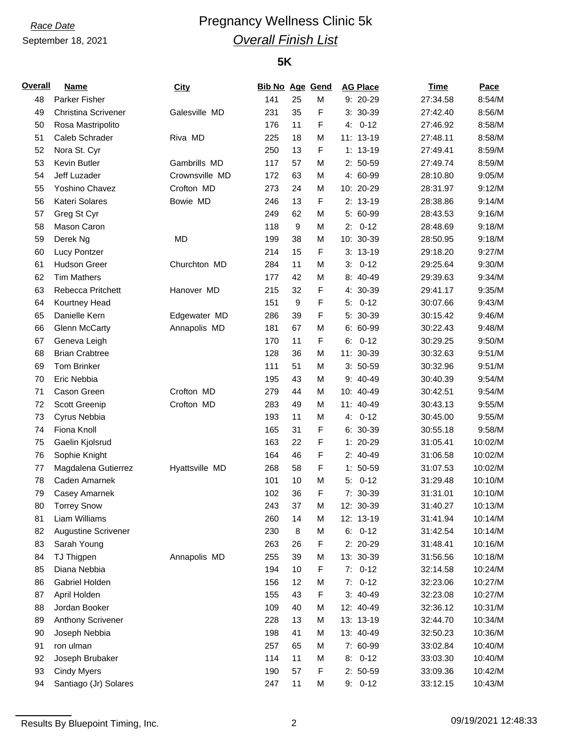*Race Date*

September 18, 2021

# Pregnancy Wellness Clinic 5k

## *Overall Finish List*

### 5K

| Overall | Name | City | Bib No | Age | Gend | AG Place | Time | Pace |
|---|---|---|---|---|---|---|---|---|
| 48 | Parker Fisher | | 141 | 25 | M | 9: 20-29 | 27:34.58 | 8:54/M |
| 49 | Christina Scrivener | Galesville MD | 231 | 35 | F | 3: 30-39 | 27:42.40 | 8:56/M |
| 50 | Rosa Mastripolito | | 176 | 11 | F | 4: 0-12 | 27:46.92 | 8:58/M |
| 51 | Caleb Schrader | Riva MD | 225 | 18 | M | 11: 13-19 | 27:48.11 | 8:58/M |
| 52 | Nora St. Cyr | | 250 | 13 | F | 1: 13-19 | 27:49.41 | 8:59/M |
| 53 | Kevin Butler | Gambrills MD | 117 | 57 | M | 2: 50-59 | 27:49.74 | 8:59/M |
| 54 | Jeff Luzader | Crownsville MD | 172 | 63 | M | 4: 60-99 | 28:10.80 | 9:05/M |
| 55 | Yoshino Chavez | Crofton MD | 273 | 24 | M | 10: 20-29 | 28:31.97 | 9:12/M |
| 56 | Kateri Solares | Bowie MD | 246 | 13 | F | 2: 13-19 | 28:38.86 | 9:14/M |
| 57 | Greg St Cyr | | 249 | 62 | M | 5: 60-99 | 28:43.53 | 9:16/M |
| 58 | Mason Caron | | 118 | 9 | M | 2: 0-12 | 28:48.69 | 9:18/M |
| 59 | Derek Ng | MD | 199 | 38 | M | 10: 30-39 | 28:50.95 | 9:18/M |
| 60 | Lucy Pontzer | | 214 | 15 | F | 3: 13-19 | 29:18.20 | 9:27/M |
| 61 | Hudson Greer | Churchton MD | 284 | 11 | M | 3: 0-12 | 29:25.64 | 9:30/M |
| 62 | Tim Mathers | | 177 | 42 | M | 8: 40-49 | 29:39.63 | 9:34/M |
| 63 | Rebecca Pritchett | Hanover MD | 215 | 32 | F | 4: 30-39 | 29:41.17 | 9:35/M |
| 64 | Kourtney Head | | 151 | 9 | F | 5: 0-12 | 30:07.66 | 9:43/M |
| 65 | Danielle Kern | Edgewater MD | 286 | 39 | F | 5: 30-39 | 30:15.42 | 9:46/M |
| 66 | Glenn McCarty | Annapolis MD | 181 | 67 | M | 6: 60-99 | 30:22.43 | 9:48/M |
| 67 | Geneva Leigh | | 170 | 11 | F | 6: 0-12 | 30:29.25 | 9:50/M |
| 68 | Brian Crabtree | | 128 | 36 | M | 11: 30-39 | 30:32.63 | 9:51/M |
| 69 | Tom Brinker | | 111 | 51 | M | 3: 50-59 | 30:32.96 | 9:51/M |
| 70 | Eric Nebbia | | 195 | 43 | M | 9: 40-49 | 30:40.39 | 9:54/M |
| 71 | Cason Green | Crofton MD | 279 | 44 | M | 10: 40-49 | 30:42.51 | 9:54/M |
| 72 | Scott Greenip | Crofton MD | 283 | 49 | M | 11: 40-49 | 30:43.13 | 9:55/M |
| 73 | Cyrus Nebbia | | 193 | 11 | M | 4: 0-12 | 30:45.00 | 9:55/M |
| 74 | Fiona Knoll | | 165 | 31 | F | 6: 30-39 | 30:55.18 | 9:58/M |
| 75 | Gaelin Kjolsrud | | 163 | 22 | F | 1: 20-29 | 31:05.41 | 10:02/M |
| 76 | Sophie Knight | | 164 | 46 | F | 2: 40-49 | 31:06.58 | 10:02/M |
| 77 | Magdalena Gutierrez | Hyattsville MD | 268 | 58 | F | 1: 50-59 | 31:07.53 | 10:02/M |
| 78 | Caden Amarnek | | 101 | 10 | M | 5: 0-12 | 31:29.48 | 10:10/M |
| 79 | Casey Amarnek | | 102 | 36 | F | 7: 30-39 | 31:31.01 | 10:10/M |
| 80 | Torrey Snow | | 243 | 37 | M | 12: 30-39 | 31:40.27 | 10:13/M |
| 81 | Liam Williams | | 260 | 14 | M | 12: 13-19 | 31:41.94 | 10:14/M |
| 82 | Augustine Scrivener | | 230 | 8 | M | 6: 0-12 | 31:42.54 | 10:14/M |
| 83 | Sarah Young | | 263 | 26 | F | 2: 20-29 | 31:48.41 | 10:16/M |
| 84 | TJ Thigpen | Annapolis MD | 255 | 39 | M | 13: 30-39 | 31:56.56 | 10:18/M |
| 85 | Diana Nebbia | | 194 | 10 | F | 7: 0-12 | 32:14.58 | 10:24/M |
| 86 | Gabriel Holden | | 156 | 12 | M | 7: 0-12 | 32:23.06 | 10:27/M |
| 87 | April Holden | | 155 | 43 | F | 3: 40-49 | 32:23.08 | 10:27/M |
| 88 | Jordan Booker | | 109 | 40 | M | 12: 40-49 | 32:36.12 | 10:31/M |
| 89 | Anthony Scrivener | | 228 | 13 | M | 13: 13-19 | 32:44.70 | 10:34/M |
| 90 | Joseph Nebbia | | 198 | 41 | M | 13: 40-49 | 32:50.23 | 10:36/M |
| 91 | ron ulman | | 257 | 65 | M | 7: 60-99 | 33:02.84 | 10:40/M |
| 92 | Joseph Brubaker | | 114 | 11 | M | 8: 0-12 | 33:03.30 | 10:40/M |
| 93 | Cindy Myers | | 190 | 57 | F | 2: 50-59 | 33:09.36 | 10:42/M |
| 94 | Santiago (Jr) Solares | | 247 | 11 | M | 9: 0-12 | 33:12.15 | 10:43/M |

Results By Bluepoint Timing, Inc.

09/19/2021 12:48:33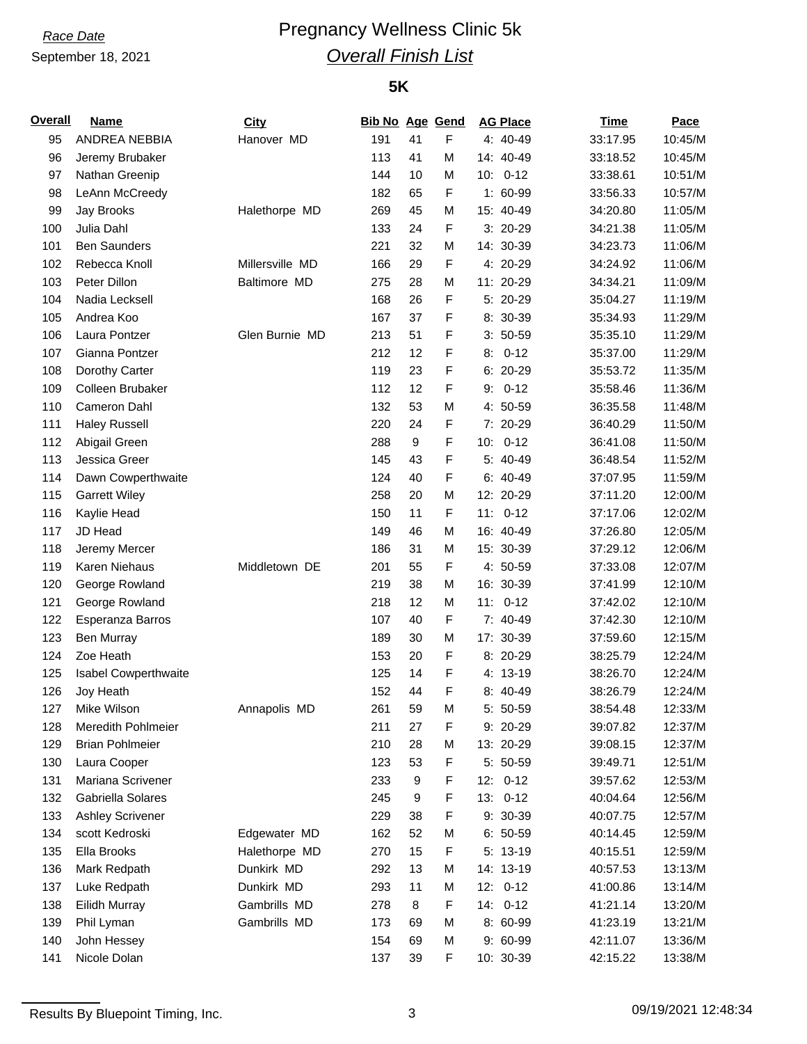*Race Date*

September 18, 2021

# Pregnancy Wellness Clinic 5k

## *Overall Finish List*

### 5K

| Overall | Name | City | Bib No | Age | Gend | AG Place | Time | Pace |
|---|---|---|---|---|---|---|---|---|
| 95 | ANDREA NEBBIA | Hanover MD | 191 | 41 | F | 4: 40-49 | 33:17.95 | 10:45/M |
| 96 | Jeremy Brubaker | | 113 | 41 | M | 14: 40-49 | 33:18.52 | 10:45/M |
| 97 | Nathan Greenip | | 144 | 10 | M | 10: 0-12 | 33:38.61 | 10:51/M |
| 98 | LeAnn McCreedy | | 182 | 65 | F | 1: 60-99 | 33:56.33 | 10:57/M |
| 99 | Jay Brooks | Halethorpe MD | 269 | 45 | M | 15: 40-49 | 34:20.80 | 11:05/M |
| 100 | Julia Dahl | | 133 | 24 | F | 3: 20-29 | 34:21.38 | 11:05/M |
| 101 | Ben Saunders | | 221 | 32 | M | 14: 30-39 | 34:23.73 | 11:06/M |
| 102 | Rebecca Knoll | Millersville MD | 166 | 29 | F | 4: 20-29 | 34:24.92 | 11:06/M |
| 103 | Peter Dillon | Baltimore MD | 275 | 28 | M | 11: 20-29 | 34:34.21 | 11:09/M |
| 104 | Nadia Lecksell | | 168 | 26 | F | 5: 20-29 | 35:04.27 | 11:19/M |
| 105 | Andrea Koo | | 167 | 37 | F | 8: 30-39 | 35:34.93 | 11:29/M |
| 106 | Laura Pontzer | Glen Burnie MD | 213 | 51 | F | 3: 50-59 | 35:35.10 | 11:29/M |
| 107 | Gianna Pontzer | | 212 | 12 | F | 8: 0-12 | 35:37.00 | 11:29/M |
| 108 | Dorothy Carter | | 119 | 23 | F | 6: 20-29 | 35:53.72 | 11:35/M |
| 109 | Colleen Brubaker | | 112 | 12 | F | 9: 0-12 | 35:58.46 | 11:36/M |
| 110 | Cameron Dahl | | 132 | 53 | M | 4: 50-59 | 36:35.58 | 11:48/M |
| 111 | Haley Russell | | 220 | 24 | F | 7: 20-29 | 36:40.29 | 11:50/M |
| 112 | Abigail Green | | 288 | 9 | F | 10: 0-12 | 36:41.08 | 11:50/M |
| 113 | Jessica Greer | | 145 | 43 | F | 5: 40-49 | 36:48.54 | 11:52/M |
| 114 | Dawn Cowperthwaite | | 124 | 40 | F | 6: 40-49 | 37:07.95 | 11:59/M |
| 115 | Garrett Wiley | | 258 | 20 | M | 12: 20-29 | 37:11.20 | 12:00/M |
| 116 | Kaylie Head | | 150 | 11 | F | 11: 0-12 | 37:17.06 | 12:02/M |
| 117 | JD Head | | 149 | 46 | M | 16: 40-49 | 37:26.80 | 12:05/M |
| 118 | Jeremy Mercer | | 186 | 31 | M | 15: 30-39 | 37:29.12 | 12:06/M |
| 119 | Karen Niehaus | Middletown DE | 201 | 55 | F | 4: 50-59 | 37:33.08 | 12:07/M |
| 120 | George Rowland | | 219 | 38 | M | 16: 30-39 | 37:41.99 | 12:10/M |
| 121 | George Rowland | | 218 | 12 | M | 11: 0-12 | 37:42.02 | 12:10/M |
| 122 | Esperanza Barros | | 107 | 40 | F | 7: 40-49 | 37:42.30 | 12:10/M |
| 123 | Ben Murray | | 189 | 30 | M | 17: 30-39 | 37:59.60 | 12:15/M |
| 124 | Zoe Heath | | 153 | 20 | F | 8: 20-29 | 38:25.79 | 12:24/M |
| 125 | Isabel Cowperthwaite | | 125 | 14 | F | 4: 13-19 | 38:26.70 | 12:24/M |
| 126 | Joy Heath | | 152 | 44 | F | 8: 40-49 | 38:26.79 | 12:24/M |
| 127 | Mike Wilson | Annapolis MD | 261 | 59 | M | 5: 50-59 | 38:54.48 | 12:33/M |
| 128 | Meredith Pohlmeier | | 211 | 27 | F | 9: 20-29 | 39:07.82 | 12:37/M |
| 129 | Brian Pohlmeier | | 210 | 28 | M | 13: 20-29 | 39:08.15 | 12:37/M |
| 130 | Laura Cooper | | 123 | 53 | F | 5: 50-59 | 39:49.71 | 12:51/M |
| 131 | Mariana Scrivener | | 233 | 9 | F | 12: 0-12 | 39:57.62 | 12:53/M |
| 132 | Gabriella Solares | | 245 | 9 | F | 13: 0-12 | 40:04.64 | 12:56/M |
| 133 | Ashley Scrivener | | 229 | 38 | F | 9: 30-39 | 40:07.75 | 12:57/M |
| 134 | scott Kedroski | Edgewater MD | 162 | 52 | M | 6: 50-59 | 40:14.45 | 12:59/M |
| 135 | Ella Brooks | Halethorpe MD | 270 | 15 | F | 5: 13-19 | 40:15.51 | 12:59/M |
| 136 | Mark Redpath | Dunkirk MD | 292 | 13 | M | 14: 13-19 | 40:57.53 | 13:13/M |
| 137 | Luke Redpath | Dunkirk MD | 293 | 11 | M | 12: 0-12 | 41:00.86 | 13:14/M |
| 138 | Eilidh Murray | Gambrills MD | 278 | 8 | F | 14: 0-12 | 41:21.14 | 13:20/M |
| 139 | Phil Lyman | Gambrills MD | 173 | 69 | M | 8: 60-99 | 41:23.19 | 13:21/M |
| 140 | John Hessey | | 154 | 69 | M | 9: 60-99 | 42:11.07 | 13:36/M |
| 141 | Nicole Dolan | | 137 | 39 | F | 10: 30-39 | 42:15.22 | 13:38/M |

Results By Bluepoint Timing, Inc. 09/19/2021 12:48:34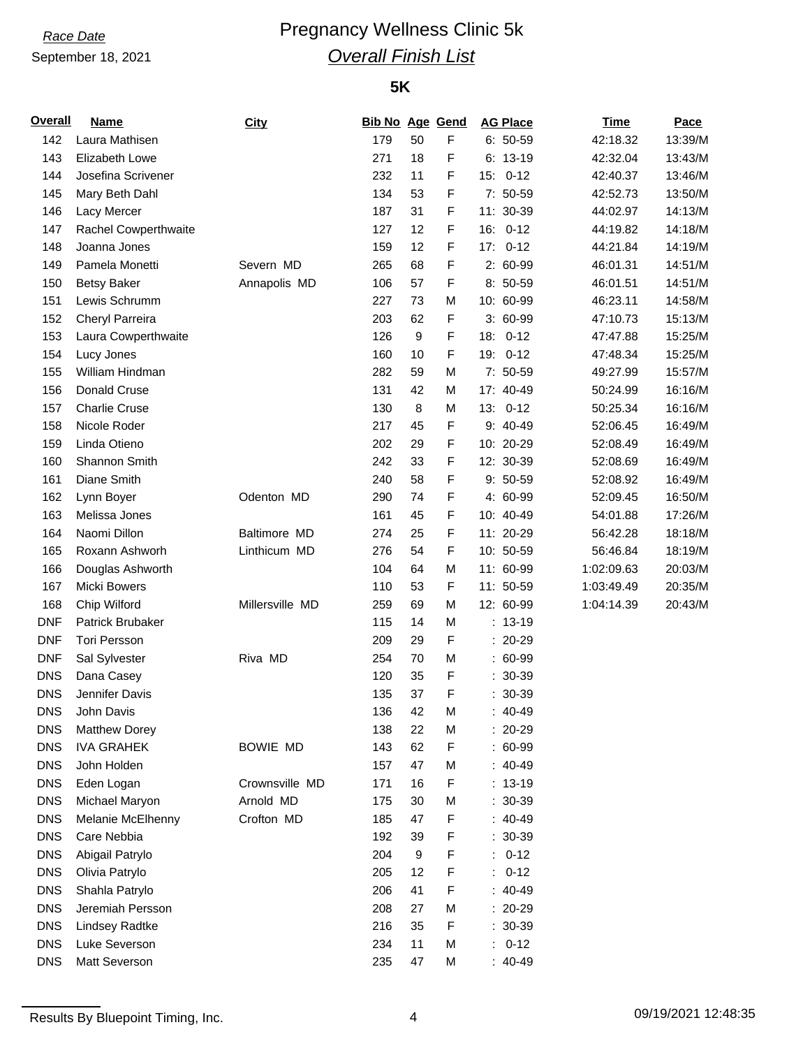*Race Date*

September 18, 2021

# Pregnancy Wellness Clinic 5k

## *Overall Finish List*

### 5K

| Overall | Name | City | Bib No | Age | Gend | AG Place | Time | Pace |
|---|---|---|---|---|---|---|---|---|
| 142 | Laura Mathisen | | 179 | 50 | F | 6: 50-59 | 42:18.32 | 13:39/M |
| 143 | Elizabeth Lowe | | 271 | 18 | F | 6: 13-19 | 42:32.04 | 13:43/M |
| 144 | Josefina Scrivener | | 232 | 11 | F | 15: 0-12 | 42:40.37 | 13:46/M |
| 145 | Mary Beth Dahl | | 134 | 53 | F | 7: 50-59 | 42:52.73 | 13:50/M |
| 146 | Lacy Mercer | | 187 | 31 | F | 11: 30-39 | 44:02.97 | 14:13/M |
| 147 | Rachel Cowperthwaite | | 127 | 12 | F | 16: 0-12 | 44:19.82 | 14:18/M |
| 148 | Joanna Jones | | 159 | 12 | F | 17: 0-12 | 44:21.84 | 14:19/M |
| 149 | Pamela Monetti | Severn MD | 265 | 68 | F | 2: 60-99 | 46:01.31 | 14:51/M |
| 150 | Betsy Baker | Annapolis MD | 106 | 57 | F | 8: 50-59 | 46:01.51 | 14:51/M |
| 151 | Lewis Schrumm | | 227 | 73 | M | 10: 60-99 | 46:23.11 | 14:58/M |
| 152 | Cheryl Parreira | | 203 | 62 | F | 3: 60-99 | 47:10.73 | 15:13/M |
| 153 | Laura Cowperthwaite | | 126 | 9 | F | 18: 0-12 | 47:47.88 | 15:25/M |
| 154 | Lucy Jones | | 160 | 10 | F | 19: 0-12 | 47:48.34 | 15:25/M |
| 155 | William Hindman | | 282 | 59 | M | 7: 50-59 | 49:27.99 | 15:57/M |
| 156 | Donald Cruse | | 131 | 42 | M | 17: 40-49 | 50:24.99 | 16:16/M |
| 157 | Charlie Cruse | | 130 | 8 | M | 13: 0-12 | 50:25.34 | 16:16/M |
| 158 | Nicole Roder | | 217 | 45 | F | 9: 40-49 | 52:06.45 | 16:49/M |
| 159 | Linda Otieno | | 202 | 29 | F | 10: 20-29 | 52:08.49 | 16:49/M |
| 160 | Shannon Smith | | 242 | 33 | F | 12: 30-39 | 52:08.69 | 16:49/M |
| 161 | Diane Smith | | 240 | 58 | F | 9: 50-59 | 52:08.92 | 16:49/M |
| 162 | Lynn Boyer | Odenton MD | 290 | 74 | F | 4: 60-99 | 52:09.45 | 16:50/M |
| 163 | Melissa Jones | | 161 | 45 | F | 10: 40-49 | 54:01.88 | 17:26/M |
| 164 | Naomi Dillon | Baltimore MD | 274 | 25 | F | 11: 20-29 | 56:42.28 | 18:18/M |
| 165 | Roxann Ashworh | Linthicum MD | 276 | 54 | F | 10: 50-59 | 56:46.84 | 18:19/M |
| 166 | Douglas Ashworth | | 104 | 64 | M | 11: 60-99 | 1:02:09.63 | 20:03/M |
| 167 | Micki Bowers | | 110 | 53 | F | 11: 50-59 | 1:03:49.49 | 20:35/M |
| 168 | Chip Wilford | Millersville MD | 259 | 69 | M | 12: 60-99 | 1:04:14.39 | 20:43/M |
| DNF | Patrick Brubaker | | 115 | 14 | M | : 13-19 | | |
| DNF | Tori Persson | | 209 | 29 | F | : 20-29 | | |
| DNF | Sal Sylvester | Riva MD | 254 | 70 | M | : 60-99 | | |
| DNS | Dana Casey | | 120 | 35 | F | : 30-39 | | |
| DNS | Jennifer Davis | | 135 | 37 | F | : 30-39 | | |
| DNS | John Davis | | 136 | 42 | M | : 40-49 | | |
| DNS | Matthew Dorey | | 138 | 22 | M | : 20-29 | | |
| DNS | IVA GRAHEK | BOWIE MD | 143 | 62 | F | : 60-99 | | |
| DNS | John Holden | | 157 | 47 | M | : 40-49 | | |
| DNS | Eden Logan | Crownsville MD | 171 | 16 | F | : 13-19 | | |
| DNS | Michael Maryon | Arnold MD | 175 | 30 | M | : 30-39 | | |
| DNS | Melanie McElhenny | Crofton MD | 185 | 47 | F | : 40-49 | | |
| DNS | Care Nebbia | | 192 | 39 | F | : 30-39 | | |
| DNS | Abigail Patrylo | | 204 | 9 | F | : 0-12 | | |
| DNS | Olivia Patrylo | | 205 | 12 | F | : 0-12 | | |
| DNS | Shahla Patrylo | | 206 | 41 | F | : 40-49 | | |
| DNS | Jeremiah Persson | | 208 | 27 | M | : 20-29 | | |
| DNS | Lindsey Radtke | | 216 | 35 | F | : 30-39 | | |
| DNS | Luke Severson | | 234 | 11 | M | : 0-12 | | |
| DNS | Matt Severson | | 235 | 47 | M | : 40-49 | | |

Results By Bluepoint Timing, Inc. 09/19/2021 12:48:35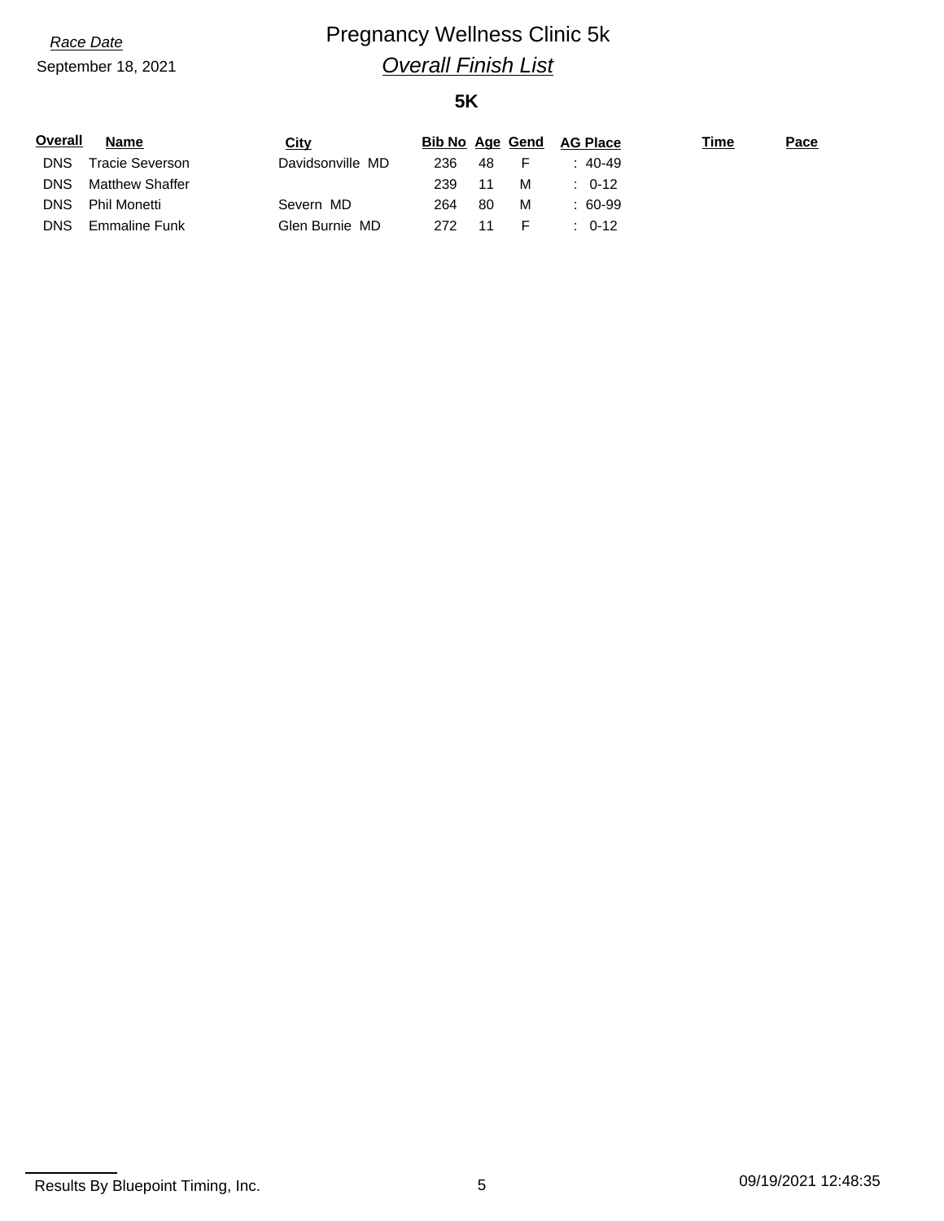*Race Date*

September 18, 2021

# Pregnancy Wellness Clinic 5k

## *Overall Finish List*

### 5K

| Overall | Name | City | Bib No | Age | Gend | AG Place | Time | Pace |
|---|---|---|---|---|---|---|---|---|
| DNS | Tracie Severson | Davidsonville MD | 236 | 48 | F | : 40-49 | | |
| DNS | Matthew Shaffer | | 239 | 11 | M | : 0-12 | | |
| DNS | Phil Monetti | Severn MD | 264 | 80 | M | : 60-99 | | |
| DNS | Emmaline Funk | Glen Burnie MD | 272 | 11 | F | : 0-12 | | |

Results By Bluepoint Timing, Inc.

09/19/2021 12:48:35